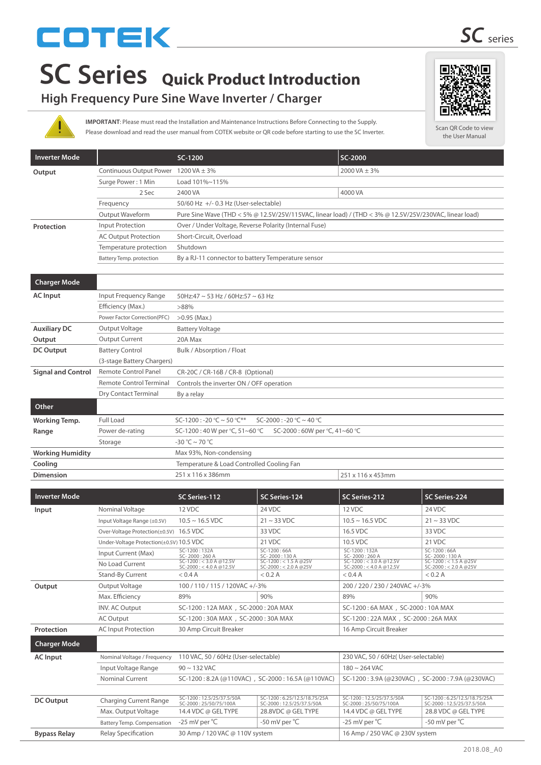COTEK

# SC Series Quick Product Introduction

## High Frequency Pure Sine Wave Inverter / Charger

**IMPORTANT**: Please must read the Installation and Maintenance Instructions Before Connecting to the Supply.
Please download and read the user manual from COTEK website or QR code before starting to use the SC Inverter.

Scan QR Code to view the User Manual

| Inverter Mode | | SC-1200 | SC-2000 |
|---|---|---|---|
| Output | Continuous Output Power | 1200 VA ± 3% | 2000 VA ± 3% |
| | Surge Power : 1 Min | Load 101%~115% | |
| | 2 Sec | 2400 VA | 4000 VA |
| | Frequency | 50/60 Hz +/- 0.3 Hz (User-selectable) | |
| | Output Waveform | Pure Sine Wave (THD < 5% @ 12.5V/25V/115VAC, linear load) / (THD < 3% @ 12.5V/25V/230VAC, linear load) | |
| Protection | Input Protection | Over / Under Voltage, Reverse Polarity (Internal Fuse) | |
| | AC Output Protection | Short-Circuit, Overload | |
| | Temperature protection | Shutdown | |
| | Battery Temp. protection | By a RJ-11 connector to battery Temperature sensor | |
| **Charger Mode** | | | |
| AC Input | Input Frequency Range | 50Hz:47 ~ 53 Hz / 60Hz:57 ~ 63 Hz | |
| | Efficiency (Max.) | >88% | |
| | Power Factor Correction(PFC) | >0.95 (Max.) | |
| Auxiliary DC Output | Output Voltage | Battery Voltage | |
| | Output Current | 20A Max | |
| DC Output | Battery Control (3-stage Battery Chargers) | Bulk / Absorption / Float | |
| Signal and Control | Remote Control Panel | CR-20C / CR-16B / CR-8 (Optional) | |
| | Remote Control Terminal | Controls the inverter ON / OFF operation | |
| | Dry Contact Terminal | By a relay | |
| **Other** | | | |
| Working Temp. Range | Full Load | SC-1200 : -20 °C ~ 50 °C** SC-2000 : -20 °C ~ 40 °C | |
| | Power de-rating | SC-1200 : 40 W per °C, 51~60 °C SC-2000 : 60W per °C, 41~60 °C | |
| | Storage | -30 °C ~ 70 °C | |
| Working Humidity | | Max 93%, Non-condensing | |
| Cooling | | Temperature & Load Controlled Cooling Fan | |
| Dimension | | 251 x 116 x 386mm | 251 x 116 x 453mm |

| Inverter Mode | | SC Series-112 | SC Series-124 | SC Series-212 | SC Series-224 |
|---|---|---|---|---|---|
| Input | Nominal Voltage | 12 VDC | 24 VDC | 12 VDC | 24 VDC |
| | Input Voltage Range (±0.5V) | 10.5 ~ 16.5 VDC | 21 ~ 33 VDC | 10.5 ~ 16.5 VDC | 21 ~ 33 VDC |
| | Over-Voltage Protection(±0.5V) | 16.5 VDC | 33 VDC | 16.5 VDC | 33 VDC |
| | Under-Voltage Protection(±0.5V) | 10.5 VDC | 21 VDC | 10.5 VDC | 21 VDC |
| | Input Current (Max) | SC-1200 : 132A SC- 2000 : 260 A | SC-1200 : 66A SC- 2000 : 130 A | SC-1200 : 132A SC- 2000 : 260 A | SC-1200 : 66A SC- 2000 : 130 A |
| | No Load Current | SC-1200 : < 3.0 A @12.5V SC-2000 : < 4.0 A @12.5V | SC-1200 : < 1.5 A @25V SC-2000 : < 2.0 A @25V | SC-1200 : < 3.0 A @12.5V SC-2000 : < 4.0 A @12.5V | SC-1200 : < 1.5 A @25V SC-2000 : < 2.0 A @25V |
| | Stand-By Current | < 0.4 A | < 0.2 A | < 0.4 A | < 0.2 A |
| Output | Output Voltage | 100 / 110 / 115 / 120VAC +/-3% | | 200 / 220 / 230 / 240VAC +/-3% | |
| | Max. Efficiency | 89% | 90% | 89% | 90% |
| | INV. AC Output | SC-1200 : 12A MAX , SC-2000 : 20A MAX | | SC-1200 : 6A MAX , SC-2000 : 10A MAX | |
| | AC Output | SC-1200 : 30A MAX , SC-2000 : 30A MAX | | SC-1200 : 22A MAX , SC-2000 : 26A MAX | |
| Protection | AC Input Protection | 30 Amp Circuit Breaker | | 16 Amp Circuit Breaker | |
| **Charger Mode** | | | | | |
| AC Input | Nominal Voltage / Frequency | 110 VAC, 50 / 60Hz (User-selectable) | | 230 VAC, 50 / 60Hz( User-selectable) | |
| | Input Voltage Range | 90 ~ 132 VAC | | 180 ~ 264 VAC | |
| | Nominal Current | SC-1200 : 8.2A (@110VAC) , SC-2000 : 16.5A (@110VAC) | | SC-1200 : 3.9A (@230VAC) , SC-2000 : 7.9A (@230VAC) | |
| DC Output | Charging Current Range | SC-1200 : 12.5/25/37.5/50A SC-2000 : 25/50/75/100A | SC-1200 : 6.25/12.5/18.75/25A SC-2000 : 12.5/25/37.5/50A | SC-1200 : 12.5/25/37.5/50A SC-2000 : 25/50/75/100A | SC-1200 : 6.25/12.5/18.75/25A SC-2000 : 12.5/25/37.5/50A |
| | Max. Output Voltage | 14.4 VDC @ GEL TYPE | 28.8VDC @ GEL TYPE | 14.4 VDC @ GEL TYPE | 28.8 VDC @ GEL TYPE |
| | Battery Temp. Compensation | -25 mV per °C | -50 mV per °C | -25 mV per °C | -50 mV per °C |
| Bypass Relay | Relay Specification | 30 Amp / 120 VAC @ 110V system | | 16 Amp / 250 VAC @ 230V system | |

2018.08_A0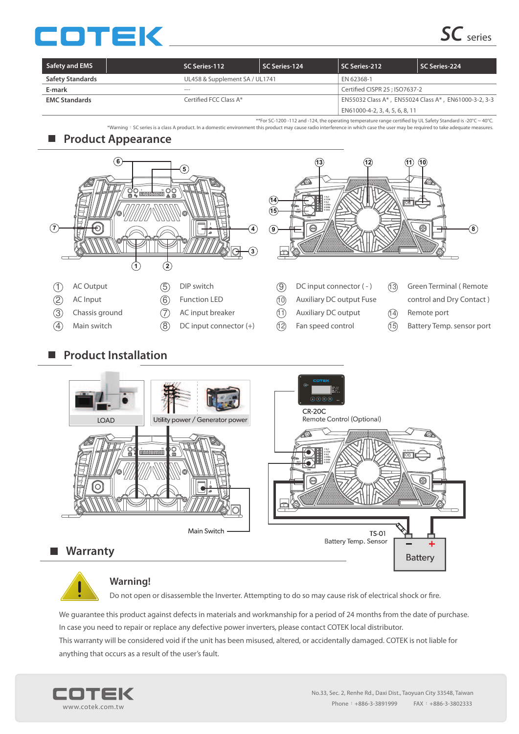| Safety and EMS | SC Series-112 | SC Series-124 | SC Series-212 | SC Series-224 |
|---|---|---|---|---|
| Safety Standards | UL458 & Supplement SA / UL1741 | | EN 62368-1 | |
| E-mark | --- | | Certified CISPR 25 ; ISO7637-2 | |
| EMC Standards | Certified FCC Class A* | | EN55032 Class A*， EN55024 Class A*， EN61000-3-2, 3-3 EN61000-4-2, 3, 4, 5, 6, 8, 11 | |

**For SC-1200 -112 and -124, the operating temperature range certified by UL Safety Standard is -20°C ~ 40°C.

*Warning：SC series is a class A product. In a domestic environment this product may cause radio interference in which case the user may be required to take adequate measures.

## Product Appearance

1. AC Output
2. AC Input
3. Chassis ground
4. Main switch
5. DIP switch
6. Function LED
7. AC input breaker
8. DC input connector (+)
9. DC input connector ( - )
10. Auxiliary DC output Fuse
11. Auxiliary DC output
12. Fan speed control
13. Green Terminal ( Remote control and Dry Contact )
14. Remote port
15. Battery Temp. sensor port

## Product Installation

LOAD

Utility power / Generator power

Main Switch

CR-20C
Remote Control (Optional)

TS-01
Battery Temp. Sensor

Battery

## Warranty

**Warning!**

Do not open or disassemble the Inverter. Attempting to do so may cause risk of electrical shock or fire.

We guarantee this product against defects in materials and workmanship for a period of 24 months from the date of purchase. In case you need to repair or replace any defective power inverters, please contact COTEK local distributor.

This warranty will be considered void if the unit has been misused, altered, or accidentally damaged. COTEK is not liable for anything that occurs as a result of the user's fault.

COTEK
www.cotek.com.tw

No.33, Sec. 2, Renhe Rd., Daxi Dist., Taoyuan City 33548, Taiwan
Phone：+886-3-3891999 FAX：+886-3-3802333